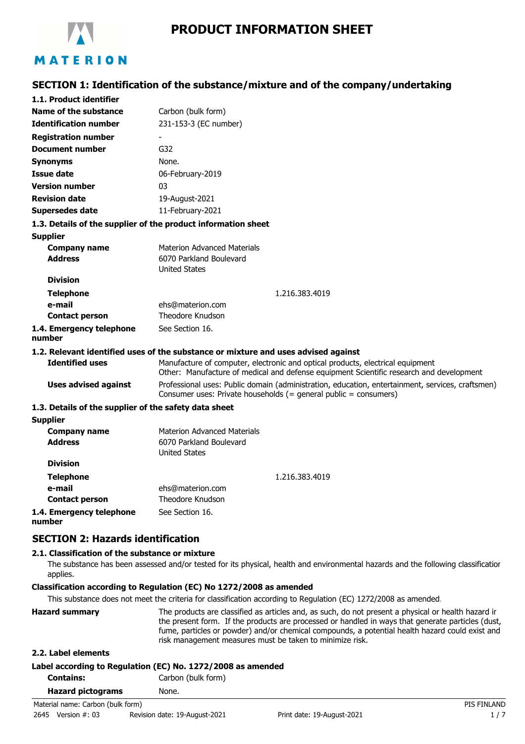# PRODUCT INFORMATION SHEET

## SECTION 1: Identification of the substance/mixture and of the company/undertaking

### 1.1. Product identifier

| | |
|---|---|
| **Name of the substance** | Carbon (bulk form) |
| **Identification number** | 231-153-3 (EC number) |
| **Registration number** | - |
| **Document number** | G32 |
| **Synonyms** | None. |
| **Issue date** | 06-February-2019 |
| **Version number** | 03 |
| **Revision date** | 19-August-2021 |
| **Supersedes date** | 11-February-2021 |

### 1.3. Details of the supplier of the product information sheet

**Supplier**

| | |
|---|---|
| **Company name** | Materion Advanced Materials |
| **Address** | 6070 Parkland Boulevard<br>United States |
| **Division** | |
| **Telephone** | 1.216.383.4019 |
| **e-mail** | ehs@materion.com |
| **Contact person** | Theodore Knudson |
| **1.4. Emergency telephone number** | See Section 16. |

### 1.2. Relevant identified uses of the substance or mixture and uses advised against

| | |
|---|---|
| **Identified uses** | Manufacture of computer, electronic and optical products, electrical equipment<br>Other: Manufacture of medical and defense equipment Scientific research and development |
| **Uses advised against** | Professional uses: Public domain (administration, education, entertainment, services, craftsmen)<br>Consumer uses: Private households (= general public = consumers) |

### 1.3. Details of the supplier of the safety data sheet

**Supplier**

| | |
|---|---|
| **Company name** | Materion Advanced Materials |
| **Address** | 6070 Parkland Boulevard<br>United States |
| **Division** | |
| **Telephone** | 1.216.383.4019 |
| **e-mail** | ehs@materion.com |
| **Contact person** | Theodore Knudson |
| **1.4. Emergency telephone number** | See Section 16. |

## SECTION 2: Hazards identification

### 2.1. Classification of the substance or mixture

The substance has been assessed and/or tested for its physical, health and environmental hazards and the following classification applies.

**Classification according to Regulation (EC) No 1272/2008 as amended**

This substance does not meet the criteria for classification according to Regulation (EC) 1272/2008 as amended.

**Hazard summary** The products are classified as articles and, as such, do not present a physical or health hazard in the present form. If the products are processed or handled in ways that generate particles (dust, fume, particles or powder) and/or chemical compounds, a potential health hazard could exist and risk management measures must be taken to minimize risk.

### 2.2. Label elements

**Label according to Regulation (EC) No. 1272/2008 as amended**

| | |
|---|---|
| **Contains:** | Carbon (bulk form) |
| **Hazard pictograms** | None. |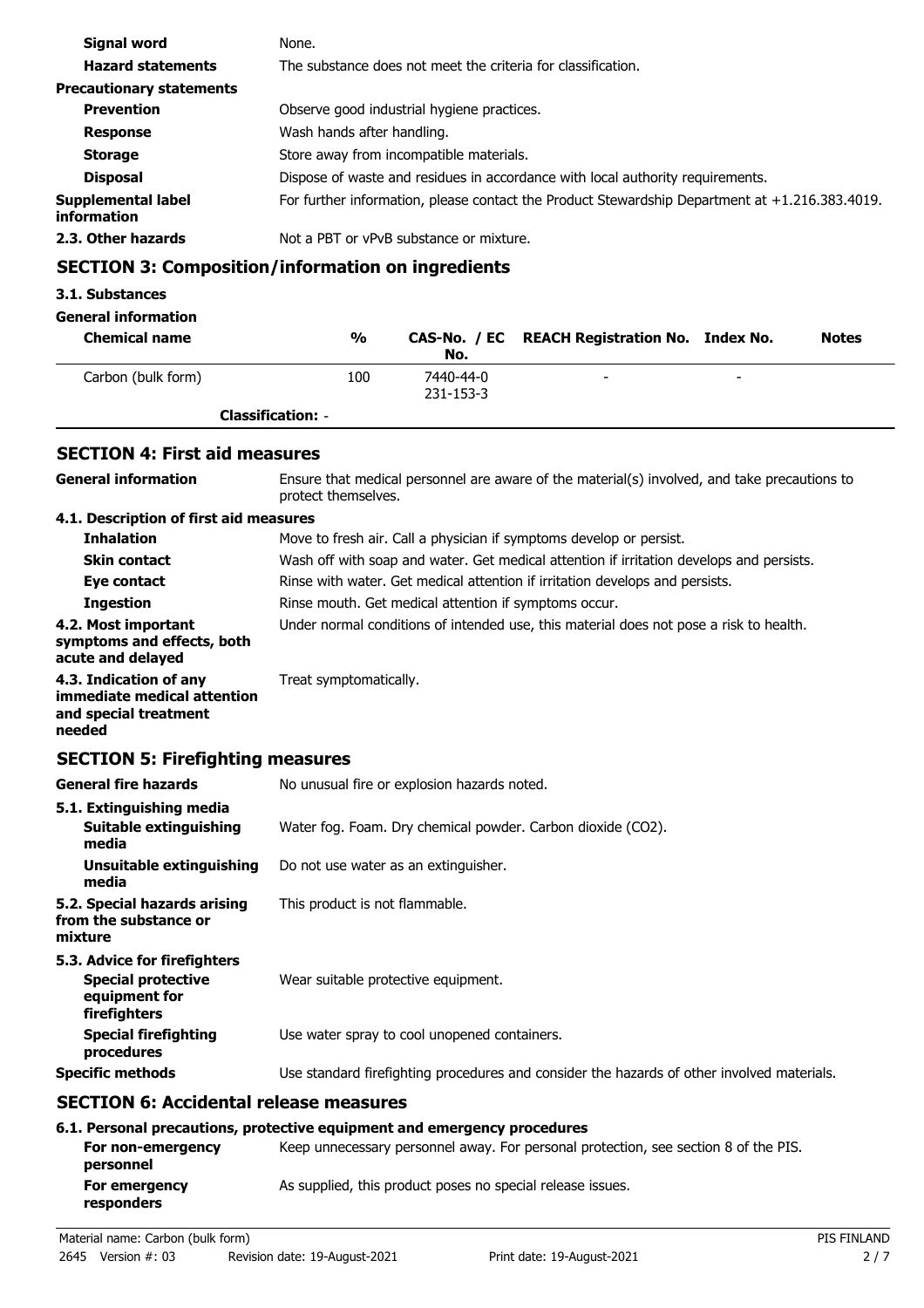| | |
|---|---|
| **Signal word** | None. |
| **Hazard statements** | The substance does not meet the criteria for classification. |
| **Precautionary statements** | |
| **Prevention** | Observe good industrial hygiene practices. |
| **Response** | Wash hands after handling. |
| **Storage** | Store away from incompatible materials. |
| **Disposal** | Dispose of waste and residues in accordance with local authority requirements. |
| **Supplemental label information** | For further information, please contact the Product Stewardship Department at +1.216.383.4019. |
| **2.3. Other hazards** | Not a PBT or vPvB substance or mixture. |

## SECTION 3: Composition/information on ingredients

**3.1. Substances**

**General information**

| Chemical name | % | CAS-No. / EC No. | REACH Registration No. | Index No. | Notes |
|---|---|---|---|---|---|
| Carbon (bulk form) | 100 | 7440-44-0 231-153-3 | - | - | |

**Classification:** -

## SECTION 4: First aid measures

| | |
|---|---|
| **General information** | Ensure that medical personnel are aware of the material(s) involved, and take precautions to protect themselves. |
| **4.1. Description of first aid measures** | |
| **Inhalation** | Move to fresh air. Call a physician if symptoms develop or persist. |
| **Skin contact** | Wash off with soap and water. Get medical attention if irritation develops and persists. |
| **Eye contact** | Rinse with water. Get medical attention if irritation develops and persists. |
| **Ingestion** | Rinse mouth. Get medical attention if symptoms occur. |
| **4.2. Most important symptoms and effects, both acute and delayed** | Under normal conditions of intended use, this material does not pose a risk to health. |
| **4.3. Indication of any immediate medical attention and special treatment needed** | Treat symptomatically. |

## SECTION 5: Firefighting measures

| | |
|---|---|
| **General fire hazards** | No unusual fire or explosion hazards noted. |
| **5.1. Extinguishing media** | |
| **Suitable extinguishing media** | Water fog. Foam. Dry chemical powder. Carbon dioxide ($CO_2$). |
| **Unsuitable extinguishing media** | Do not use water as an extinguisher. |
| **5.2. Special hazards arising from the substance or mixture** | This product is not flammable. |
| **5.3. Advice for firefighters** | |
| **Special protective equipment for firefighters** | Wear suitable protective equipment. |
| **Special firefighting procedures** | Use water spray to cool unopened containers. |
| **Specific methods** | Use standard firefighting procedures and consider the hazards of other involved materials. |

## SECTION 6: Accidental release measures

**6.1. Personal precautions, protective equipment and emergency procedures**

| | |
|---|---|
| **For non-emergency personnel** | Keep unnecessary personnel away. For personal protection, see section 8 of the PIS. |
| **For emergency responders** | As supplied, this product poses no special release issues. |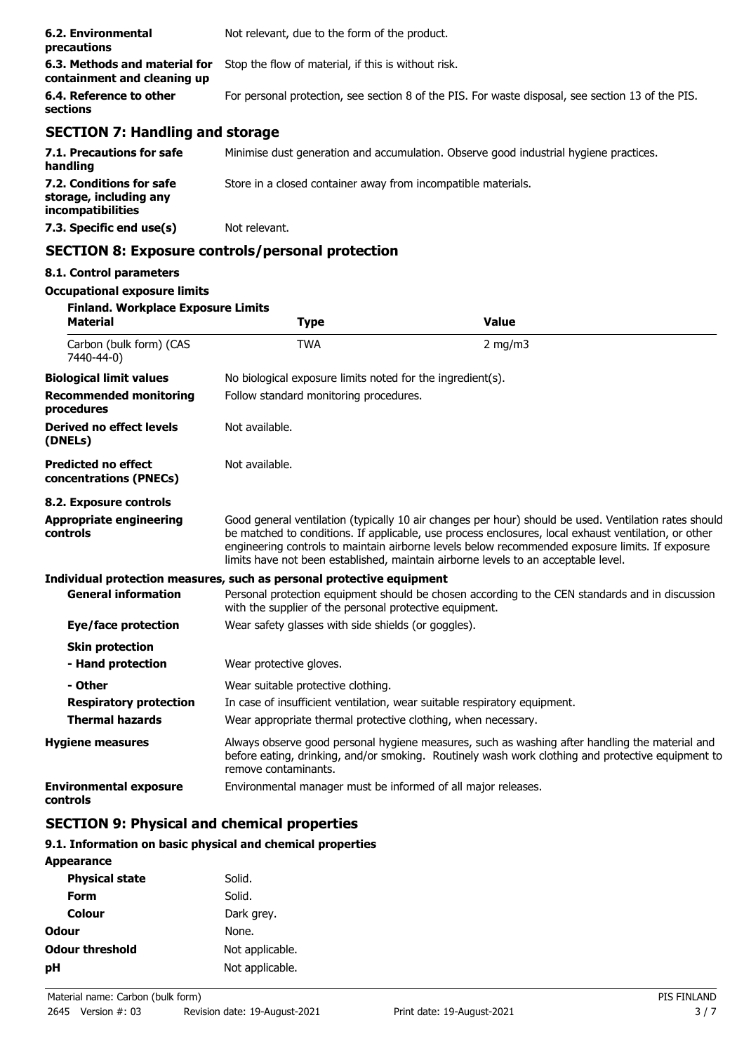**6.2. Environmental precautions** Not relevant, due to the form of the product.

**6.3. Methods and material for containment and cleaning up** Stop the flow of material, if this is without risk.

**6.4. Reference to other sections** For personal protection, see section 8 of the PIS. For waste disposal, see section 13 of the PIS.

## SECTION 7: Handling and storage

**7.1. Precautions for safe handling** Minimise dust generation and accumulation. Observe good industrial hygiene practices.

**7.2. Conditions for safe storage, including any incompatibilities** Store in a closed container away from incompatible materials.

**7.3. Specific end use(s)** Not relevant.

## SECTION 8: Exposure controls/personal protection

### 8.1. Control parameters

**Occupational exposure limits**

**Finland. Workplace Exposure Limits**

| Material | Type | Value |
|---|---|---|
| Carbon (bulk form) (CAS 7440-44-0) | TWA | 2 mg/m3 |

**Biological limit values** No biological exposure limits noted for the ingredient(s).

**Recommended monitoring procedures** Follow standard monitoring procedures.

**Derived no effect levels (DNELs)** Not available.

**Predicted no effect concentrations (PNECs)** Not available.

### 8.2. Exposure controls

**Appropriate engineering controls** Good general ventilation (typically 10 air changes per hour) should be used. Ventilation rates should be matched to conditions. If applicable, use process enclosures, local exhaust ventilation, or other engineering controls to maintain airborne levels below recommended exposure limits. If exposure limits have not been established, maintain airborne levels to an acceptable level.

**Individual protection measures, such as personal protective equipment**

**General information** Personal protection equipment should be chosen according to the CEN standards and in discussion with the supplier of the personal protective equipment.

**Eye/face protection** Wear safety glasses with side shields (or goggles).

**Skin protection**

**- Hand protection** Wear protective gloves.

**- Other** Wear suitable protective clothing.

**Respiratory protection** In case of insufficient ventilation, wear suitable respiratory equipment.

**Thermal hazards** Wear appropriate thermal protective clothing, when necessary.

**Hygiene measures** Always observe good personal hygiene measures, such as washing after handling the material and before eating, drinking, and/or smoking. Routinely wash work clothing and protective equipment to remove contaminants.

**Environmental exposure controls** Environmental manager must be informed of all major releases.

## SECTION 9: Physical and chemical properties

### 9.1. Information on basic physical and chemical properties

**Appearance**

**Physical state** Solid.

**Form** Solid.

**Colour** Dark grey.

**Odour** None.

**Odour threshold** Not applicable.

**pH** Not applicable.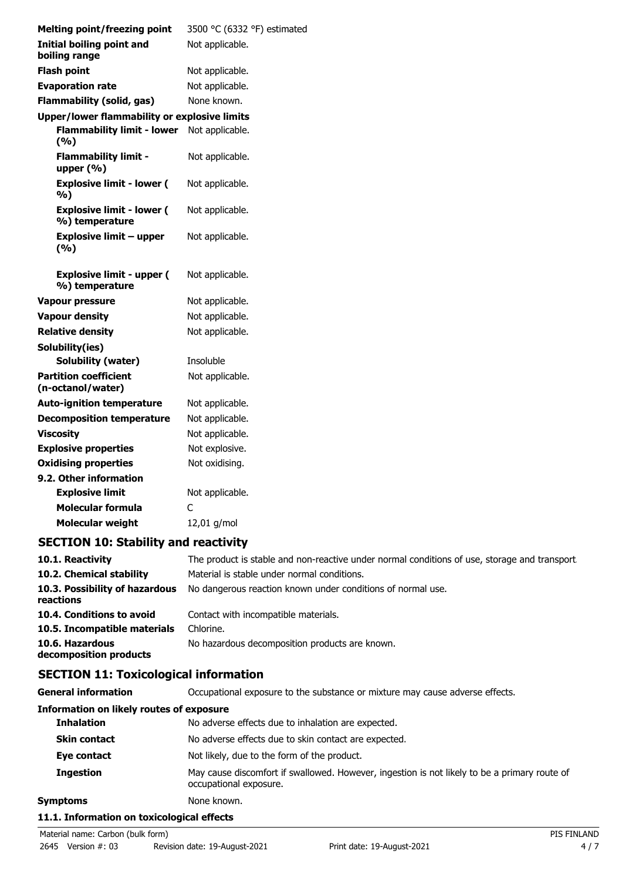| | |
|---|---|
| **Melting point/freezing point** | 3500 °C (6332 °F) estimated |
| **Initial boiling point and boiling range** | Not applicable. |
| **Flash point** | Not applicable. |
| **Evaporation rate** | Not applicable. |
| **Flammability (solid, gas)** | None known. |
| **Upper/lower flammability or explosive limits** | |
| **Flammability limit - lower (%)** | Not applicable. |
| **Flammability limit - upper (%)** | Not applicable. |
| **Explosive limit - lower ( %)** | Not applicable. |
| **Explosive limit - lower ( %) temperature** | Not applicable. |
| **Explosive limit – upper (%)** | Not applicable. |
| **Explosive limit - upper ( %) temperature** | Not applicable. |
| **Vapour pressure** | Not applicable. |
| **Vapour density** | Not applicable. |
| **Relative density** | Not applicable. |
| **Solubility(ies)** | |
| **Solubility (water)** | Insoluble |
| **Partition coefficient (n-octanol/water)** | Not applicable. |
| **Auto-ignition temperature** | Not applicable. |
| **Decomposition temperature** | Not applicable. |
| **Viscosity** | Not applicable. |
| **Explosive properties** | Not explosive. |
| **Oxidising properties** | Not oxidising. |
| **9.2. Other information** | |
| **Explosive limit** | Not applicable. |
| **Molecular formula** | C |
| **Molecular weight** | 12,01 g/mol |

## SECTION 10: Stability and reactivity

| | |
|---|---|
| **10.1. Reactivity** | The product is stable and non-reactive under normal conditions of use, storage and transport. |
| **10.2. Chemical stability** | Material is stable under normal conditions. |
| **10.3. Possibility of hazardous reactions** | No dangerous reaction known under conditions of normal use. |
| **10.4. Conditions to avoid** | Contact with incompatible materials. |
| **10.5. Incompatible materials** | Chlorine. |
| **10.6. Hazardous decomposition products** | No hazardous decomposition products are known. |

## SECTION 11: Toxicological information

| | |
|---|---|
| **General information** | Occupational exposure to the substance or mixture may cause adverse effects. |
| **Information on likely routes of exposure** | |
| **Inhalation** | No adverse effects due to inhalation are expected. |
| **Skin contact** | No adverse effects due to skin contact are expected. |
| **Eye contact** | Not likely, due to the form of the product. |
| **Ingestion** | May cause discomfort if swallowed. However, ingestion is not likely to be a primary route of occupational exposure. |
| **Symptoms** | None known. |

**11.1. Information on toxicological effects**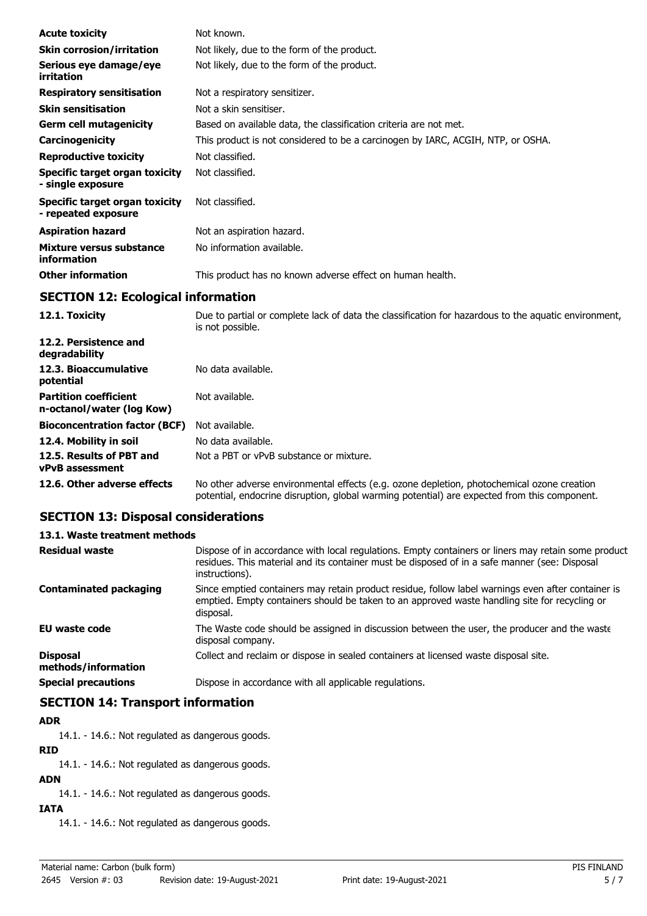| | |
|---|---|
| **Acute toxicity** | Not known. |
| **Skin corrosion/irritation** | Not likely, due to the form of the product. |
| **Serious eye damage/eye irritation** | Not likely, due to the form of the product. |
| **Respiratory sensitisation** | Not a respiratory sensitizer. |
| **Skin sensitisation** | Not a skin sensitiser. |
| **Germ cell mutagenicity** | Based on available data, the classification criteria are not met. |
| **Carcinogenicity** | This product is not considered to be a carcinogen by IARC, ACGIH, NTP, or OSHA. |
| **Reproductive toxicity** | Not classified. |
| **Specific target organ toxicity - single exposure** | Not classified. |
| **Specific target organ toxicity - repeated exposure** | Not classified. |
| **Aspiration hazard** | Not an aspiration hazard. |
| **Mixture versus substance information** | No information available. |
| **Other information** | This product has no known adverse effect on human health. |

## SECTION 12: Ecological information

| | |
|---|---|
| **12.1. Toxicity** | Due to partial or complete lack of data the classification for hazardous to the aquatic environment, is not possible. |
| **12.2. Persistence and degradability** | |
| **12.3. Bioaccumulative potential** | No data available. |
| **Partition coefficient n-octanol/water (log Kow)** | Not available. |
| **Bioconcentration factor (BCF)** | Not available. |
| **12.4. Mobility in soil** | No data available. |
| **12.5. Results of PBT and vPvB assessment** | Not a PBT or vPvB substance or mixture. |
| **12.6. Other adverse effects** | No other adverse environmental effects (e.g. ozone depletion, photochemical ozone creation potential, endocrine disruption, global warming potential) are expected from this component. |

## SECTION 13: Disposal considerations

### 13.1. Waste treatment methods

| | |
|---|---|
| **Residual waste** | Dispose of in accordance with local regulations. Empty containers or liners may retain some product residues. This material and its container must be disposed of in a safe manner (see: Disposal instructions). |
| **Contaminated packaging** | Since emptied containers may retain product residue, follow label warnings even after container is emptied. Empty containers should be taken to an approved waste handling site for recycling or disposal. |
| **EU waste code** | The Waste code should be assigned in discussion between the user, the producer and the waste disposal company. |
| **Disposal methods/information** | Collect and reclaim or dispose in sealed containers at licensed waste disposal site. |
| **Special precautions** | Dispose in accordance with all applicable regulations. |

## SECTION 14: Transport information

**ADR**

14.1. - 14.6.: Not regulated as dangerous goods.

**RID**

14.1. - 14.6.: Not regulated as dangerous goods.

**ADN**

14.1. - 14.6.: Not regulated as dangerous goods.

**IATA**

14.1. - 14.6.: Not regulated as dangerous goods.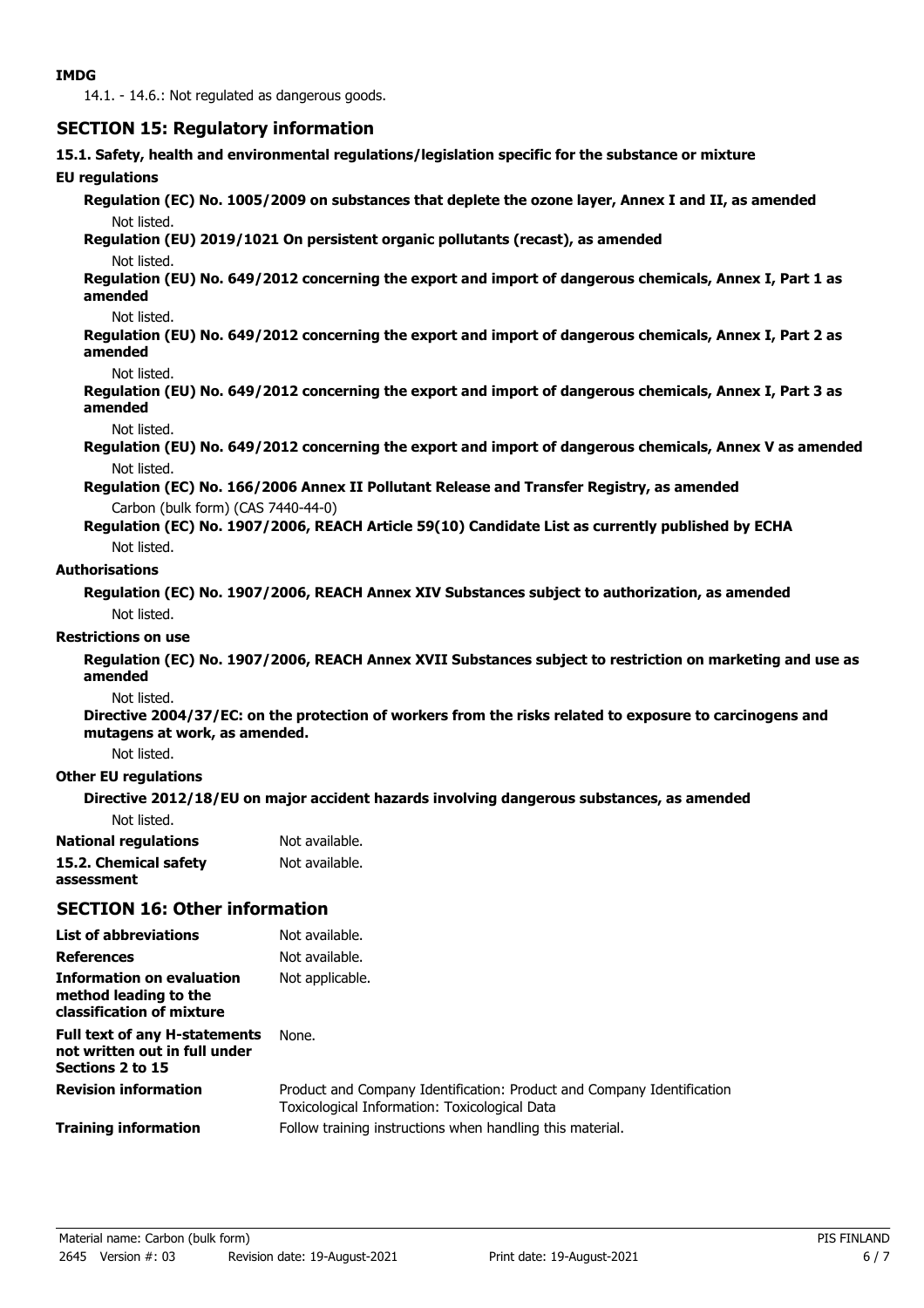**IMDG**

14.1. - 14.6.: Not regulated as dangerous goods.

## SECTION 15: Regulatory information

**15.1. Safety, health and environmental regulations/legislation specific for the substance or mixture**

**EU regulations**

**Regulation (EC) No. 1005/2009 on substances that deplete the ozone layer, Annex I and II, as amended**

Not listed.

**Regulation (EU) 2019/1021 On persistent organic pollutants (recast), as amended**

Not listed.

**Regulation (EU) No. 649/2012 concerning the export and import of dangerous chemicals, Annex I, Part 1 as amended**

Not listed.

**Regulation (EU) No. 649/2012 concerning the export and import of dangerous chemicals, Annex I, Part 2 as amended**

Not listed.

**Regulation (EU) No. 649/2012 concerning the export and import of dangerous chemicals, Annex I, Part 3 as amended**

Not listed.

**Regulation (EU) No. 649/2012 concerning the export and import of dangerous chemicals, Annex V as amended**

Not listed.

**Regulation (EC) No. 166/2006 Annex II Pollutant Release and Transfer Registry, as amended**

Carbon (bulk form) (CAS 7440-44-0)

**Regulation (EC) No. 1907/2006, REACH Article 59(10) Candidate List as currently published by ECHA**

Not listed.

**Authorisations**

**Regulation (EC) No. 1907/2006, REACH Annex XIV Substances subject to authorization, as amended**

Not listed.

**Restrictions on use**

**Regulation (EC) No. 1907/2006, REACH Annex XVII Substances subject to restriction on marketing and use as amended**

Not listed.

**Directive 2004/37/EC: on the protection of workers from the risks related to exposure to carcinogens and mutagens at work, as amended.**

Not listed.

**Other EU regulations**

**Directive 2012/18/EU on major accident hazards involving dangerous substances, as amended**

Not listed.

**National regulations** Not available.

**15.2. Chemical safety assessment** Not available.

## SECTION 16: Other information

**List of abbreviations** Not available.

**References** Not available.

**Information on evaluation method leading to the classification of mixture** Not applicable.

**Full text of any H-statements not written out in full under Sections 2 to 15** None.

**Revision information** Product and Company Identification: Product and Company Identification
Toxicological Information: Toxicological Data

**Training information** Follow training instructions when handling this material.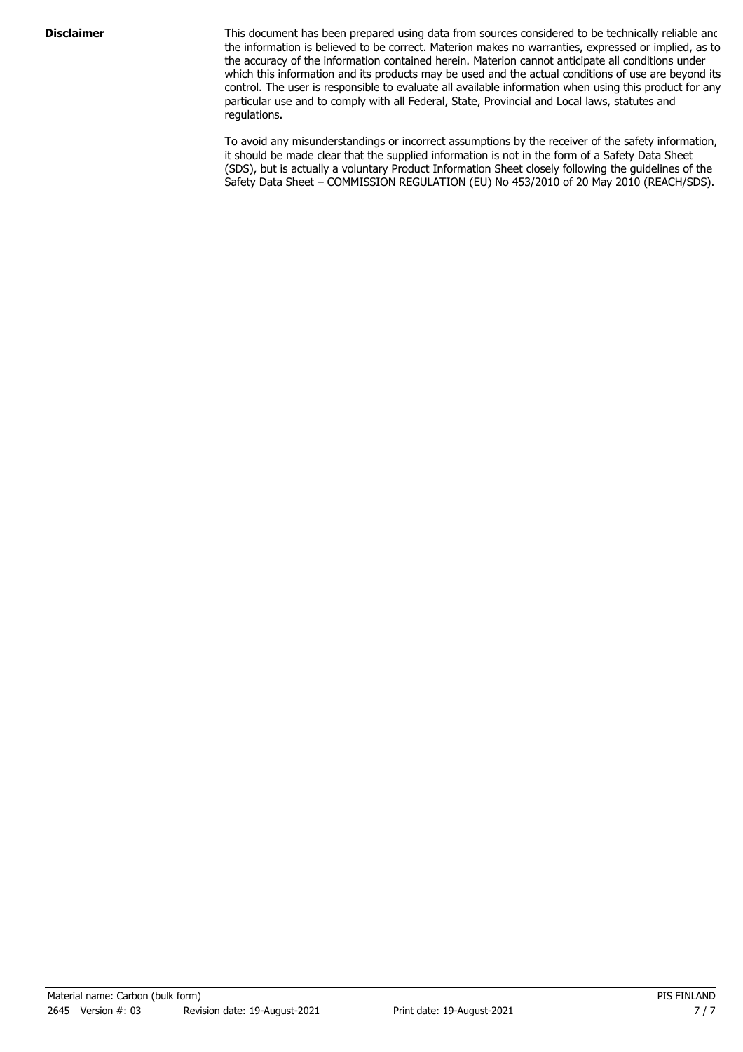**Disclaimer**

This document has been prepared using data from sources considered to be technically reliable and the information is believed to be correct. Materion makes no warranties, expressed or implied, as to the accuracy of the information contained herein. Materion cannot anticipate all conditions under which this information and its products may be used and the actual conditions of use are beyond its control. The user is responsible to evaluate all available information when using this product for any particular use and to comply with all Federal, State, Provincial and Local laws, statutes and regulations.

To avoid any misunderstandings or incorrect assumptions by the receiver of the safety information, it should be made clear that the supplied information is not in the form of a Safety Data Sheet (SDS), but is actually a voluntary Product Information Sheet closely following the guidelines of the Safety Data Sheet – COMMISSION REGULATION (EU) No 453/2010 of 20 May 2010 (REACH/SDS).